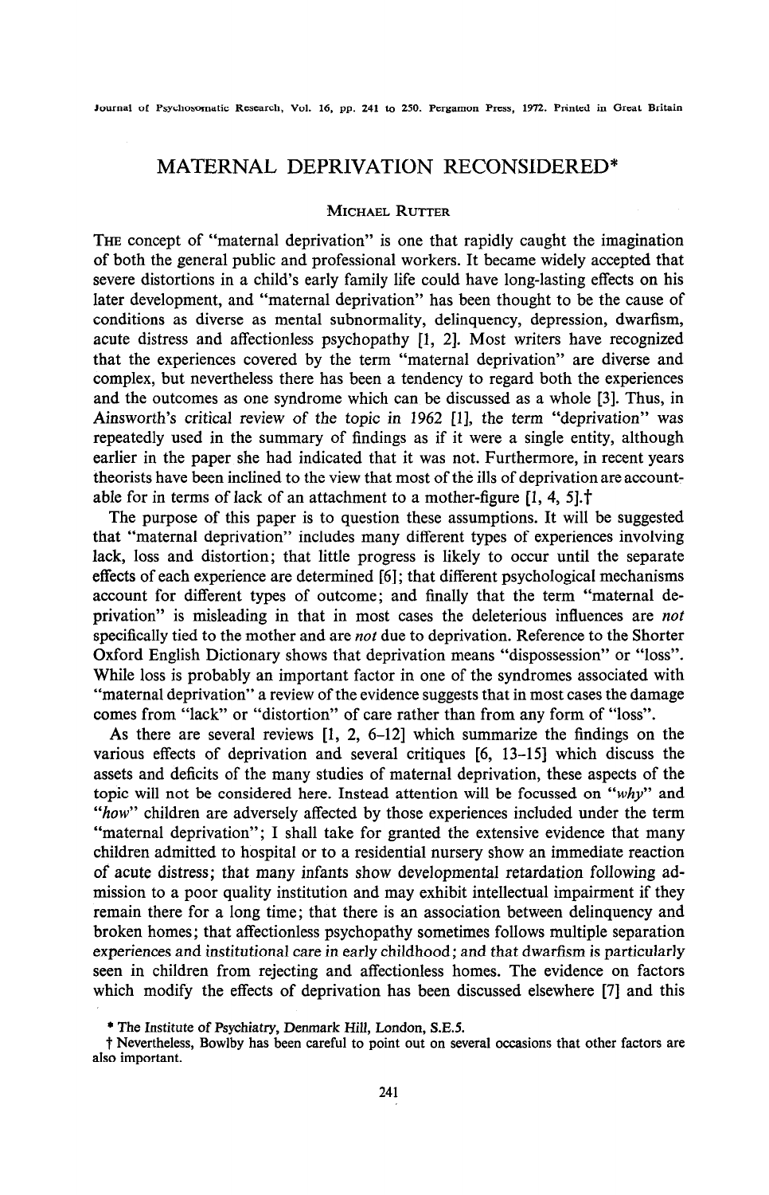# MATERNAL DEPRIVATION RECONSIDERED*

MICHAEL RUTTER

THE concept of "maternal deprivation" is one that rapidly caught the imagination of both the general public and professional workers. It became widely accepted that severe distortions in a child's early family life could have long-lasting effects on his later development, and "maternal deprivation" has been thought to be the cause of conditions as diverse as mental subnormality, delinquency, depression, dwarfism, acute distress and affectionless psychopathy [1, 2]. Most writers have recognized that the experiences covered by the term "maternal deprivation" are diverse and complex, but nevertheless there has been a tendency to regard both the experiences and the outcomes as one syndrome which can be discussed as a whole [3]. Thus, in Ainsworth's critical review of the topic in 1962 [1], the term "deprivation" was repeatedly used in the summary of findings as if it were a single entity, although earlier in the paper she had indicated that it was not. Furthermore, in recent years theorists have been inclined to the view that most of the ills of deprivation are accountable for in terms of lack of an attachment to a mother-figure [1, 4, 5].†

The purpose of this paper is to question these assumptions. It will be suggested that "maternal deprivation" includes many different types of experiences involving lack, loss and distortion; that little progress is likely to occur until the separate effects of each experience are determined [6]; that different psychological mechanisms account for different types of outcome; and finally that the term "maternal deprivation" is misleading in that in most cases the deleterious influences are *not* specifically tied to the mother and are *not* due to deprivation. Reference to the Shorter Oxford English Dictionary shows that deprivation means "dispossession" or "loss". While loss is probably an important factor in one of the syndromes associated with "maternal deprivation" a review of the evidence suggests that in most cases the damage comes from "lack" or "distortion" of care rather than from any form of "loss".

As there are several reviews [1, 2, 6–12] which summarize the findings on the various effects of deprivation and several critiques [6, 13–15] which discuss the assets and deficits of the many studies of maternal deprivation, these aspects of the topic will not be considered here. Instead attention will be focussed on "*why*" and "*how*" children are adversely affected by those experiences included under the term "maternal deprivation"; I shall take for granted the extensive evidence that many children admitted to hospital or to a residential nursery show an immediate reaction of acute distress; that many infants show developmental retardation following admission to a poor quality institution and may exhibit intellectual impairment if they remain there for a long time; that there is an association between delinquency and broken homes; that affectionless psychopathy sometimes follows multiple separation experiences and institutional care in early childhood; and that dwarfism is particularly seen in children from rejecting and affectionless homes. The evidence on factors which modify the effects of deprivation has been discussed elsewhere [7] and this

---

* The Institute of Psychiatry, Denmark Hill, London, S.E.5.

† Nevertheless, Bowlby has been careful to point out on several occasions that other factors are also important.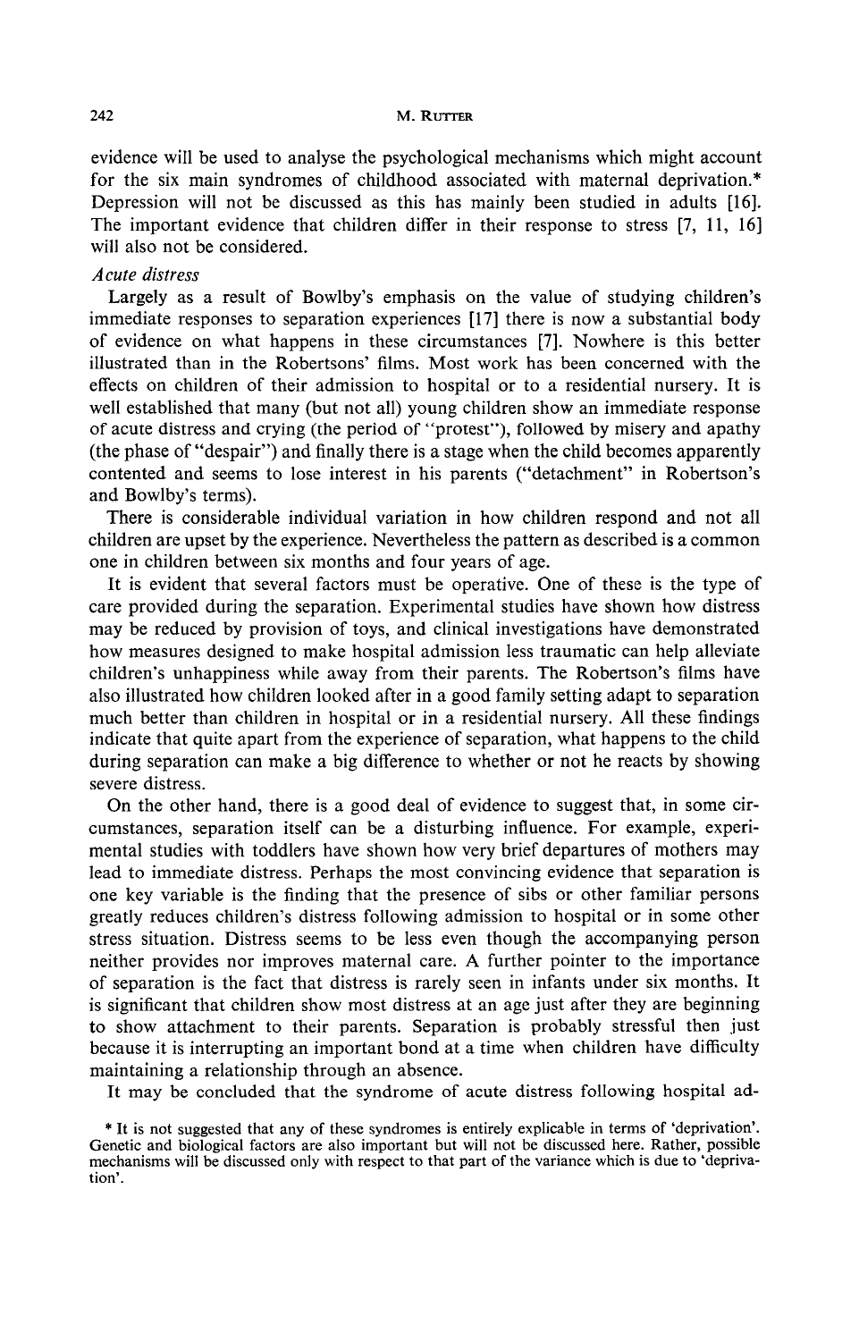evidence will be used to analyse the psychological mechanisms which might account for the six main syndromes of childhood associated with maternal deprivation.* Depression will not be discussed as this has mainly been studied in adults [16]. The important evidence that children differ in their response to stress [7, 11, 16] will also not be considered.

### *Acute distress*

Largely as a result of Bowlby's emphasis on the value of studying children's immediate responses to separation experiences [17] there is now a substantial body of evidence on what happens in these circumstances [7]. Nowhere is this better illustrated than in the Robertsons' films. Most work has been concerned with the effects on children of their admission to hospital or to a residential nursery. It is well established that many (but not all) young children show an immediate response of acute distress and crying (the period of "protest"), followed by misery and apathy (the phase of "despair") and finally there is a stage when the child becomes apparently contented and seems to lose interest in his parents ("detachment" in Robertson's and Bowlby's terms).

There is considerable individual variation in how children respond and not all children are upset by the experience. Nevertheless the pattern as described is a common one in children between six months and four years of age.

It is evident that several factors must be operative. One of these is the type of care provided during the separation. Experimental studies have shown how distress may be reduced by provision of toys, and clinical investigations have demonstrated how measures designed to make hospital admission less traumatic can help alleviate children's unhappiness while away from their parents. The Robertson's films have also illustrated how children looked after in a good family setting adapt to separation much better than children in hospital or in a residential nursery. All these findings indicate that quite apart from the experience of separation, what happens to the child during separation can make a big difference to whether or not he reacts by showing severe distress.

On the other hand, there is a good deal of evidence to suggest that, in some circumstances, separation itself can be a disturbing influence. For example, experimental studies with toddlers have shown how very brief departures of mothers may lead to immediate distress. Perhaps the most convincing evidence that separation is one key variable is the finding that the presence of sibs or other familiar persons greatly reduces children's distress following admission to hospital or in some other stress situation. Distress seems to be less even though the accompanying person neither provides nor improves maternal care. A further pointer to the importance of separation is the fact that distress is rarely seen in infants under six months. It is significant that children show most distress at an age just after they are beginning to show attachment to their parents. Separation is probably stressful then just because it is interrupting an important bond at a time when children have difficulty maintaining a relationship through an absence.

It may be concluded that the syndrome of acute distress following hospital ad-

* It is not suggested that any of these syndromes is entirely explicable in terms of 'deprivation'. Genetic and biological factors are also important but will not be discussed here. Rather, possible mechanisms will be discussed only with respect to that part of the variance which is due to 'deprivation'.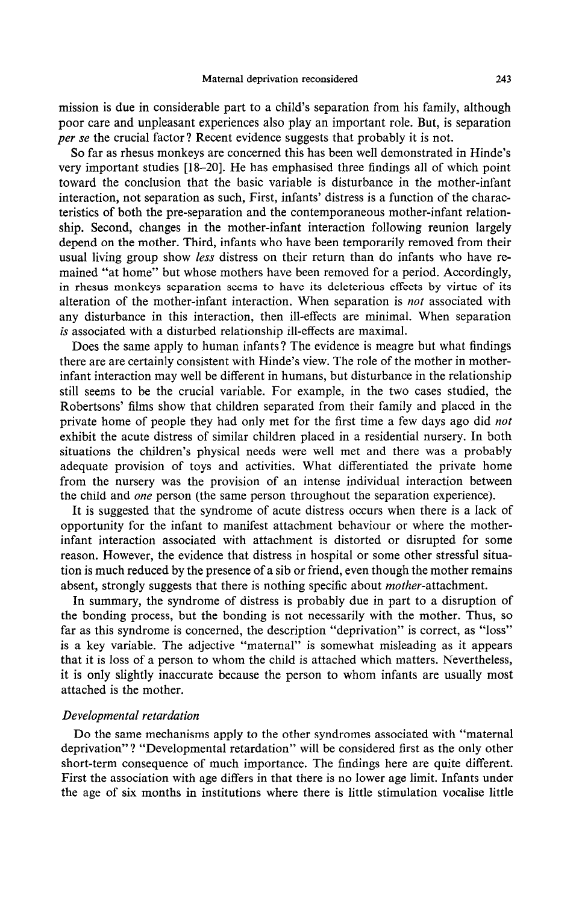mission is due in considerable part to a child's separation from his family, although poor care and unpleasant experiences also play an important role. But, is separation *per se* the crucial factor? Recent evidence suggests that probably it is not.

So far as rhesus monkeys are concerned this has been well demonstrated in Hinde's very important studies [18–20]. He has emphasised three findings all of which point toward the conclusion that the basic variable is disturbance in the mother-infant interaction, not separation as such, First, infants' distress is a function of the characteristics of both the pre-separation and the contemporaneous mother-infant relationship. Second, changes in the mother-infant interaction following reunion largely depend on the mother. Third, infants who have been temporarily removed from their usual living group show *less* distress on their return than do infants who have remained "at home" but whose mothers have been removed for a period. Accordingly, in rhesus monkeys separation seems to have its deleterious effects by virtue of its alteration of the mother-infant interaction. When separation is *not* associated with any disturbance in this interaction, then ill-effects are minimal. When separation *is* associated with a disturbed relationship ill-effects are maximal.

Does the same apply to human infants? The evidence is meagre but what findings there are are certainly consistent with Hinde's view. The role of the mother in mother-infant interaction may well be different in humans, but disturbance in the relationship still seems to be the crucial variable. For example, in the two cases studied, the Robertsons' films show that children separated from their family and placed in the private home of people they had only met for the first time a few days ago did *not* exhibit the acute distress of similar children placed in a residential nursery. In both situations the children's physical needs were well met and there was a probably adequate provision of toys and activities. What differentiated the private home from the nursery was the provision of an intense individual interaction between the child and *one* person (the same person throughout the separation experience).

It is suggested that the syndrome of acute distress occurs when there is a lack of opportunity for the infant to manifest attachment behaviour or where the mother-infant interaction associated with attachment is distorted or disrupted for some reason. However, the evidence that distress in hospital or some other stressful situation is much reduced by the presence of a sib or friend, even though the mother remains absent, strongly suggests that there is nothing specific about *mother*-attachment.

In summary, the syndrome of distress is probably due in part to a disruption of the bonding process, but the bonding is not necessarily with the mother. Thus, so far as this syndrome is concerned, the description "deprivation" is correct, as "loss" is a key variable. The adjective "maternal" is somewhat misleading as it appears that it is loss of a person to whom the child is attached which matters. Nevertheless, it is only slightly inaccurate because the person to whom infants are usually most attached is the mother.

### *Developmental retardation*

Do the same mechanisms apply to the other syndromes associated with "maternal deprivation"? "Developmental retardation" will be considered first as the only other short-term consequence of much importance. The findings here are quite different. First the association with age differs in that there is no lower age limit. Infants under the age of six months in institutions where there is little stimulation vocalise little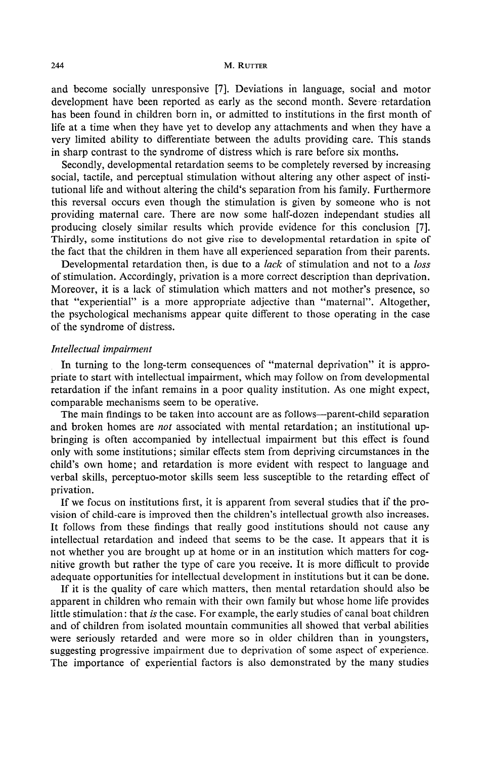and become socially unresponsive [7]. Deviations in language, social and motor development have been reported as early as the second month. Severe retardation has been found in children born in, or admitted to institutions in the first month of life at a time when they have yet to develop any attachments and when they have a very limited ability to differentiate between the adults providing care. This stands in sharp contrast to the syndrome of distress which is rare before six months.

Secondly, developmental retardation seems to be completely reversed by increasing social, tactile, and perceptual stimulation without altering any other aspect of institutional life and without altering the child's separation from his family. Furthermore this reversal occurs even though the stimulation is given by someone who is not providing maternal care. There are now some half-dozen independant studies all producing closely similar results which provide evidence for this conclusion [7]. Thirdly, some institutions do not give rise to developmental retardation in spite of the fact that the children in them have all experienced separation from their parents.

Developmental retardation then, is due to a *lack* of stimulation and not to a *loss* of stimulation. Accordingly, privation is a more correct description than deprivation. Moreover, it is a lack of stimulation which matters and not mother's presence, so that "experiential" is a more appropriate adjective than "maternal". Altogether, the psychological mechanisms appear quite different to those operating in the case of the syndrome of distress.

### *Intellectual impairment*

In turning to the long-term consequences of "maternal deprivation" it is appropriate to start with intellectual impairment, which may follow on from developmental retardation if the infant remains in a poor quality institution. As one might expect, comparable mechanisms seem to be operative.

The main findings to be taken into account are as follows—parent-child separation and broken homes are *not* associated with mental retardation; an institutional upbringing is often accompanied by intellectual impairment but this effect is found only with some institutions; similar effects stem from depriving circumstances in the child's own home; and retardation is more evident with respect to language and verbal skills, perceptuo-motor skills seem less susceptible to the retarding effect of privation.

If we focus on institutions first, it is apparent from several studies that if the provision of child-care is improved then the children's intellectual growth also increases. It follows from these findings that really good institutions should not cause any intellectual retardation and indeed that seems to be the case. It appears that it is not whether you are brought up at home or in an institution which matters for cognitive growth but rather the type of care you receive. It is more difficult to provide adequate opportunities for intellectual development in institutions but it can be done.

If it is the quality of care which matters, then mental retardation should also be apparent in children who remain with their own family but whose home life provides little stimulation: that *is* the case. For example, the early studies of canal boat children and of children from isolated mountain communities all showed that verbal abilities were seriously retarded and were more so in older children than in youngsters, suggesting progressive impairment due to deprivation of some aspect of experience. The importance of experiential factors is also demonstrated by the many studies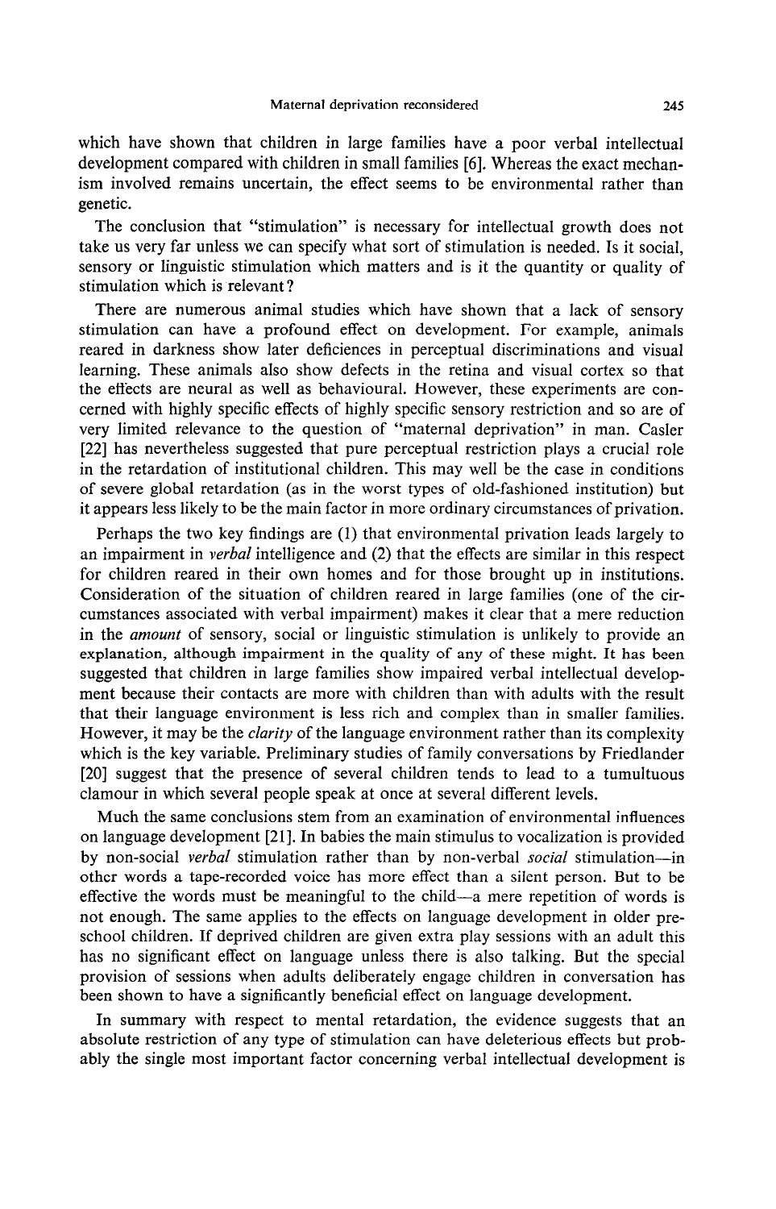which have shown that children in large families have a poor verbal intellectual development compared with children in small families [6]. Whereas the exact mechanism involved remains uncertain, the effect seems to be environmental rather than genetic.

The conclusion that "stimulation" is necessary for intellectual growth does not take us very far unless we can specify what sort of stimulation is needed. Is it social, sensory or linguistic stimulation which matters and is it the quantity or quality of stimulation which is relevant?

There are numerous animal studies which have shown that a lack of sensory stimulation can have a profound effect on development. For example, animals reared in darkness show later deficiencies in perceptual discriminations and visual learning. These animals also show defects in the retina and visual cortex so that the effects are neural as well as behavioural. However, these experiments are concerned with highly specific effects of highly specific sensory restriction and so are of very limited relevance to the question of "maternal deprivation" in man. Casler [22] has nevertheless suggested that pure perceptual restriction plays a crucial role in the retardation of institutional children. This may well be the case in conditions of severe global retardation (as in the worst types of old-fashioned institution) but it appears less likely to be the main factor in more ordinary circumstances of privation.

Perhaps the two key findings are (1) that environmental privation leads largely to an impairment in *verbal* intelligence and (2) that the effects are similar in this respect for children reared in their own homes and for those brought up in institutions. Consideration of the situation of children reared in large families (one of the circumstances associated with verbal impairment) makes it clear that a mere reduction in the *amount* of sensory, social or linguistic stimulation is unlikely to provide an explanation, although impairment in the quality of any of these might. It has been suggested that children in large families show impaired verbal intellectual development because their contacts are more with children than with adults with the result that their language environment is less rich and complex than in smaller families. However, it may be the *clarity* of the language environment rather than its complexity which is the key variable. Preliminary studies of family conversations by Friedlander [20] suggest that the presence of several children tends to lead to a tumultuous clamour in which several people speak at once at several different levels.

Much the same conclusions stem from an examination of environmental influences on language development [21]. In babies the main stimulus to vocalization is provided by non-social *verbal* stimulation rather than by non-verbal *social* stimulation—in other words a tape-recorded voice has more effect than a silent person. But to be effective the words must be meaningful to the child—a mere repetition of words is not enough. The same applies to the effects on language development in older preschool children. If deprived children are given extra play sessions with an adult this has no significant effect on language unless there is also talking. But the special provision of sessions when adults deliberately engage children in conversation has been shown to have a significantly beneficial effect on language development.

In summary with respect to mental retardation, the evidence suggests that an absolute restriction of any type of stimulation can have deleterious effects but probably the single most important factor concerning verbal intellectual development is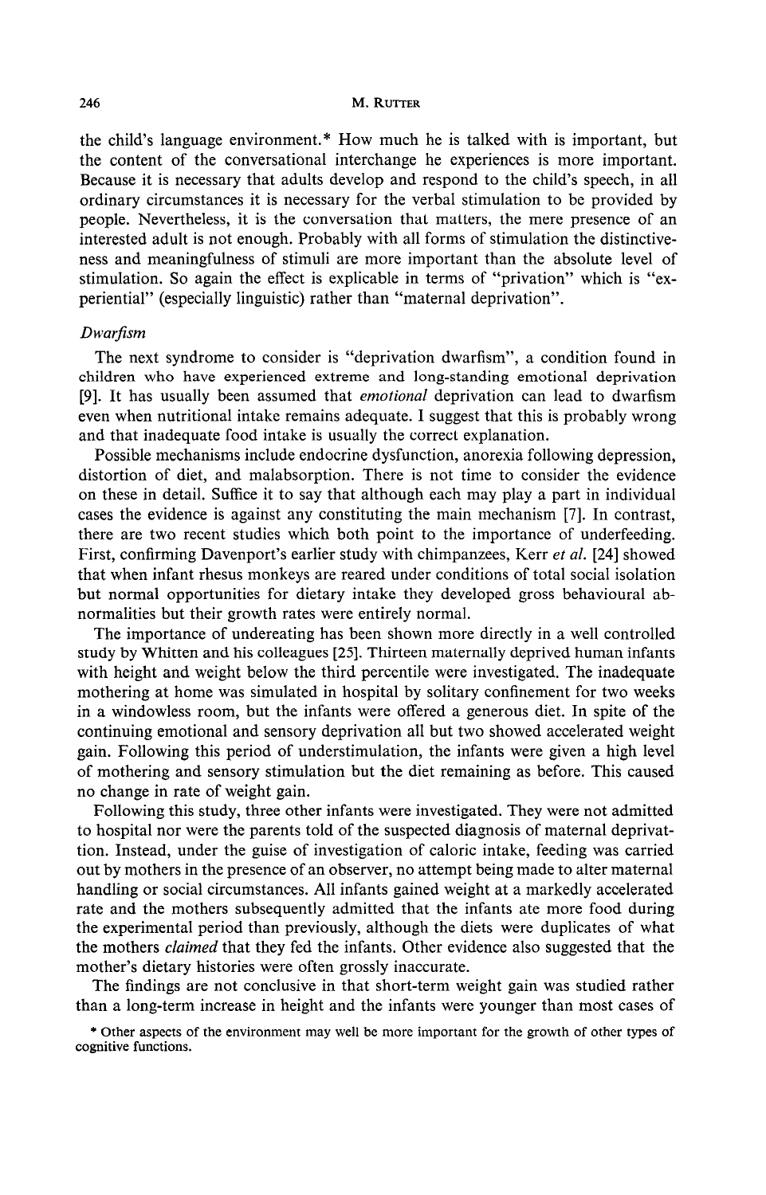the child's language environment.* How much he is talked with is important, but the content of the conversational interchange he experiences is more important. Because it is necessary that adults develop and respond to the child's speech, in all ordinary circumstances it is necessary for the verbal stimulation to be provided by people. Nevertheless, it is the conversation that matters, the mere presence of an interested adult is not enough. Probably with all forms of stimulation the distinctiveness and meaningfulness of stimuli are more important than the absolute level of stimulation. So again the effect is explicable in terms of "privation" which is "experiential" (especially linguistic) rather than "maternal deprivation".

*Dwarfism*

The next syndrome to consider is "deprivation dwarfism", a condition found in children who have experienced extreme and long-standing emotional deprivation [9]. It has usually been assumed that *emotional* deprivation can lead to dwarfism even when nutritional intake remains adequate. I suggest that this is probably wrong and that inadequate food intake is usually the correct explanation.

Possible mechanisms include endocrine dysfunction, anorexia following depression, distortion of diet, and malabsorption. There is not time to consider the evidence on these in detail. Suffice it to say that although each may play a part in individual cases the evidence is against any constituting the main mechanism [7]. In contrast, there are two recent studies which both point to the importance of underfeeding. First, confirming Davenport's earlier study with chimpanzees, Kerr *et al.* [24] showed that when infant rhesus monkeys are reared under conditions of total social isolation but normal opportunities for dietary intake they developed gross behavioural abnormalities but their growth rates were entirely normal.

The importance of undereating has been shown more directly in a well controlled study by Whitten and his colleagues [25]. Thirteen maternally deprived human infants with height and weight below the third percentile were investigated. The inadequate mothering at home was simulated in hospital by solitary confinement for two weeks in a windowless room, but the infants were offered a generous diet. In spite of the continuing emotional and sensory deprivation all but two showed accelerated weight gain. Following this period of understimulation, the infants were given a high level of mothering and sensory stimulation but the diet remaining as before. This caused no change in rate of weight gain.

Following this study, three other infants were investigated. They were not admitted to hospital nor were the parents told of the suspected diagnosis of maternal deprivation. Instead, under the guise of investigation of caloric intake, feeding was carried out by mothers in the presence of an observer, no attempt being made to alter maternal handling or social circumstances. All infants gained weight at a markedly accelerated rate and the mothers subsequently admitted that the infants ate more food during the experimental period than previously, although the diets were duplicates of what the mothers *claimed* that they fed the infants. Other evidence also suggested that the mother's dietary histories were often grossly inaccurate.

The findings are not conclusive in that short-term weight gain was studied rather than a long-term increase in height and the infants were younger than most cases of

\* Other aspects of the environment may well be more important for the growth of other types of cognitive functions.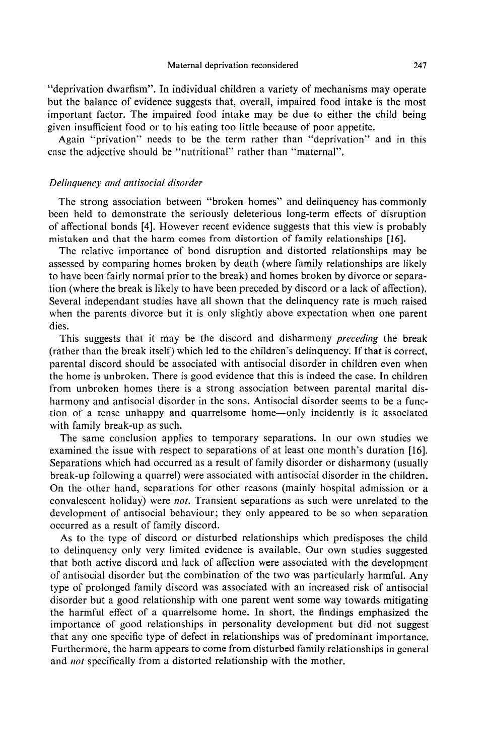"deprivation dwarfism". In individual children a variety of mechanisms may operate but the balance of evidence suggests that, overall, impaired food intake is the most important factor. The impaired food intake may be due to either the child being given insufficient food or to his eating too little because of poor appetite.

Again "privation" needs to be the term rather than "deprivation" and in this case the adjective should be "nutritional" rather than "maternal".

### *Delinquency and antisocial disorder*

The strong association between "broken homes" and delinquency has commonly been held to demonstrate the seriously deleterious long-term effects of disruption of affectional bonds [4]. However recent evidence suggests that this view is probably mistaken and that the harm comes from distortion of family relationships [16].

The relative importance of bond disruption and distorted relationships may be assessed by comparing homes broken by death (where family relationships are likely to have been fairly normal prior to the break) and homes broken by divorce or separation (where the break is likely to have been preceded by discord or a lack of affection). Several independant studies have all shown that the delinquency rate is much raised when the parents divorce but it is only slightly above expectation when one parent dies.

This suggests that it may be the discord and disharmony *preceding* the break (rather than the break itself) which led to the children's delinquency. If that is correct, parental discord should be associated with antisocial disorder in children even when the home is unbroken. There is good evidence that this is indeed the case. In children from unbroken homes there is a strong association between parental marital disharmony and antisocial disorder in the sons. Antisocial disorder seems to be a function of a tense unhappy and quarrelsome home—only incidently is it associated with family break-up as such.

The same conclusion applies to temporary separations. In our own studies we examined the issue with respect to separations of at least one month's duration [16]. Separations which had occurred as a result of family disorder or disharmony (usually break-up following a quarrel) were associated with antisocial disorder in the children. On the other hand, separations for other reasons (mainly hospital admission or a convalescent holiday) were *not*. Transient separations as such were unrelated to the development of antisocial behaviour; they only appeared to be so when separation occurred as a result of family discord.

As to the type of discord or disturbed relationships which predisposes the child to delinquency only very limited evidence is available. Our own studies suggested that both active discord and lack of affection were associated with the development of antisocial disorder but the combination of the two was particularly harmful. Any type of prolonged family discord was associated with an increased risk of antisocial disorder but a good relationship with one parent went some way towards mitigating the harmful effect of a quarrelsome home. In short, the findings emphasized the importance of good relationships in personality development but did not suggest that any one specific type of defect in relationships was of predominant importance. Furthermore, the harm appears to come from disturbed family relationships in general and *not* specifically from a distorted relationship with the mother.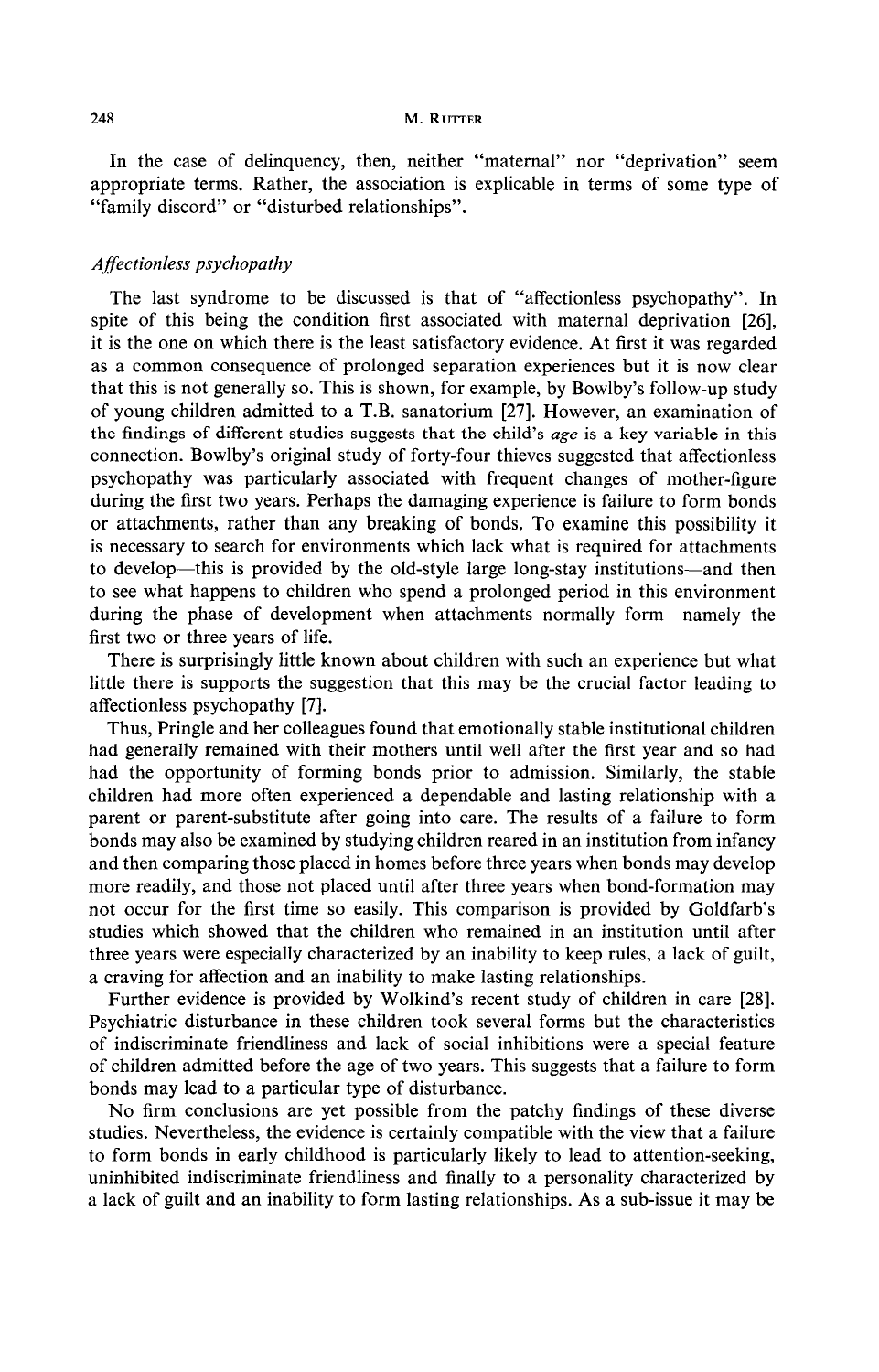In the case of delinquency, then, neither "maternal" nor "deprivation" seem appropriate terms. Rather, the association is explicable in terms of some type of "family discord" or "disturbed relationships".

### *Affectionless psychopathy*

The last syndrome to be discussed is that of "affectionless psychopathy". In spite of this being the condition first associated with maternal deprivation [26], it is the one on which there is the least satisfactory evidence. At first it was regarded as a common consequence of prolonged separation experiences but it is now clear that this is not generally so. This is shown, for example, by Bowlby's follow-up study of young children admitted to a T.B. sanatorium [27]. However, an examination of the findings of different studies suggests that the child's *age* is a key variable in this connection. Bowlby's original study of forty-four thieves suggested that affectionless psychopathy was particularly associated with frequent changes of mother-figure during the first two years. Perhaps the damaging experience is failure to form bonds or attachments, rather than any breaking of bonds. To examine this possibility it is necessary to search for environments which lack what is required for attachments to develop—this is provided by the old-style large long-stay institutions—and then to see what happens to children who spend a prolonged period in this environment during the phase of development when attachments normally form—namely the first two or three years of life.

There is surprisingly little known about children with such an experience but what little there is supports the suggestion that this may be the crucial factor leading to affectionless psychopathy [7].

Thus, Pringle and her colleagues found that emotionally stable institutional children had generally remained with their mothers until well after the first year and so had had the opportunity of forming bonds prior to admission. Similarly, the stable children had more often experienced a dependable and lasting relationship with a parent or parent-substitute after going into care. The results of a failure to form bonds may also be examined by studying children reared in an institution from infancy and then comparing those placed in homes before three years when bonds may develop more readily, and those not placed until after three years when bond-formation may not occur for the first time so easily. This comparison is provided by Goldfarb's studies which showed that the children who remained in an institution until after three years were especially characterized by an inability to keep rules, a lack of guilt, a craving for affection and an inability to make lasting relationships.

Further evidence is provided by Wolkind's recent study of children in care [28]. Psychiatric disturbance in these children took several forms but the characteristics of indiscriminate friendliness and lack of social inhibitions were a special feature of children admitted before the age of two years. This suggests that a failure to form bonds may lead to a particular type of disturbance.

No firm conclusions are yet possible from the patchy findings of these diverse studies. Nevertheless, the evidence is certainly compatible with the view that a failure to form bonds in early childhood is particularly likely to lead to attention-seeking, uninhibited indiscriminate friendliness and finally to a personality characterized by a lack of guilt and an inability to form lasting relationships. As a sub-issue it may be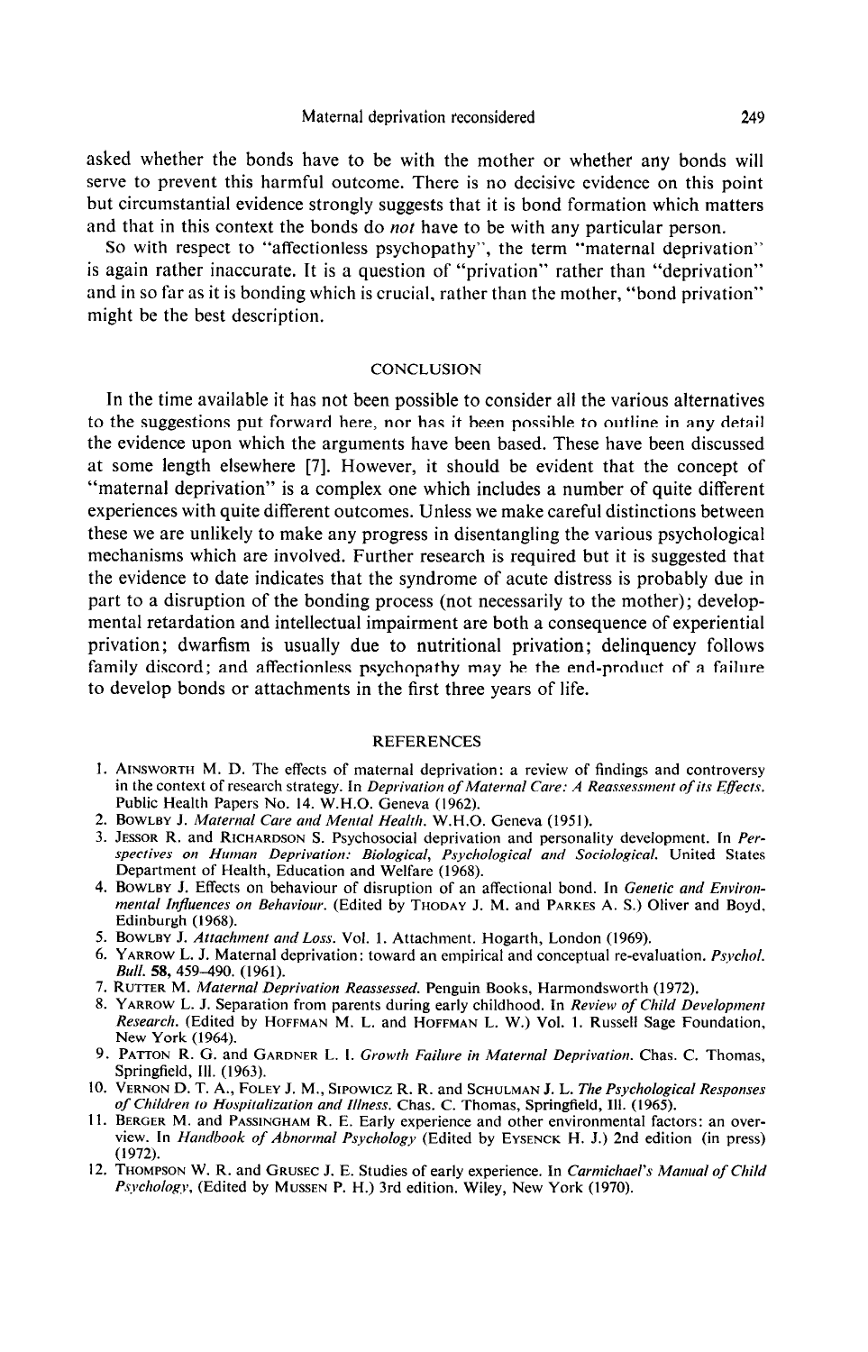asked whether the bonds have to be with the mother or whether any bonds will serve to prevent this harmful outcome. There is no decisive evidence on this point but circumstantial evidence strongly suggests that it is bond formation which matters and that in this context the bonds do *not* have to be with any particular person.

So with respect to "affectionless psychopathy", the term "maternal deprivation" is again rather inaccurate. It is a question of "privation" rather than "deprivation" and in so far as it is bonding which is crucial, rather than the mother, "bond privation" might be the best description.

## CONCLUSION

In the time available it has not been possible to consider all the various alternatives to the suggestions put forward here, nor has it been possible to outline in any detail the evidence upon which the arguments have been based. These have been discussed at some length elsewhere [7]. However, it should be evident that the concept of "maternal deprivation" is a complex one which includes a number of quite different experiences with quite different outcomes. Unless we make careful distinctions between these we are unlikely to make any progress in disentangling the various psychological mechanisms which are involved. Further research is required but it is suggested that the evidence to date indicates that the syndrome of acute distress is probably due in part to a disruption of the bonding process (not necessarily to the mother); developmental retardation and intellectual impairment are both a consequence of experiential privation; dwarfism is usually due to nutritional privation; delinquency follows family discord; and affectionless psychopathy may be the end-product of a failure to develop bonds or attachments in the first three years of life.

## REFERENCES

1. Ainsworth M. D. The effects of maternal deprivation: a review of findings and controversy in the context of research strategy. In *Deprivation of Maternal Care: A Reassessment of its Effects.* Public Health Papers No. 14. W.H.O. Geneva (1962).
2. Bowlby J. *Maternal Care and Mental Health.* W.H.O. Geneva (1951).
3. Jessor R. and Richardson S. Psychosocial deprivation and personality development. In *Perspectives on Human Deprivation: Biological, Psychological and Sociological.* United States Department of Health, Education and Welfare (1968).
4. Bowlby J. Effects on behaviour of disruption of an affectional bond. In *Genetic and Environmental Influences on Behaviour.* (Edited by Thoday J. M. and Parkes A. S.) Oliver and Boyd, Edinburgh (1968).
5. Bowlby J. *Attachment and Loss.* Vol. 1. Attachment. Hogarth, London (1969).
6. Yarrow L. J. Maternal deprivation: toward an empirical and conceptual re-evaluation. *Psychol. Bull.* **58**, 459–490. (1961).
7. Rutter M. *Maternal Deprivation Reassessed.* Penguin Books, Harmondsworth (1972).
8. Yarrow L. J. Separation from parents during early childhood. In *Review of Child Development Research.* (Edited by Hoffman M. L. and Hoffman L. W.) Vol. 1. Russell Sage Foundation, New York (1964).
9. Patton R. G. and Gardner L. I. *Growth Failure in Maternal Deprivation.* Chas. C. Thomas, Springfield, Ill. (1963).
10. Vernon D. T. A., Foley J. M., Sipowicz R. R. and Schulman J. L. *The Psychological Responses of Children to Hospitalization and Illness.* Chas. C. Thomas, Springfield, Ill. (1965).
11. Berger M. and Passingham R. E. Early experience and other environmental factors: an overview. In *Handbook of Abnormal Psychology* (Edited by Eysenck H. J.) 2nd edition (in press) (1972).
12. Thompson W. R. and Grusec J. E. Studies of early experience. In *Carmichael's Manual of Child Psychology,* (Edited by Mussen P. H.) 3rd edition. Wiley, New York (1970).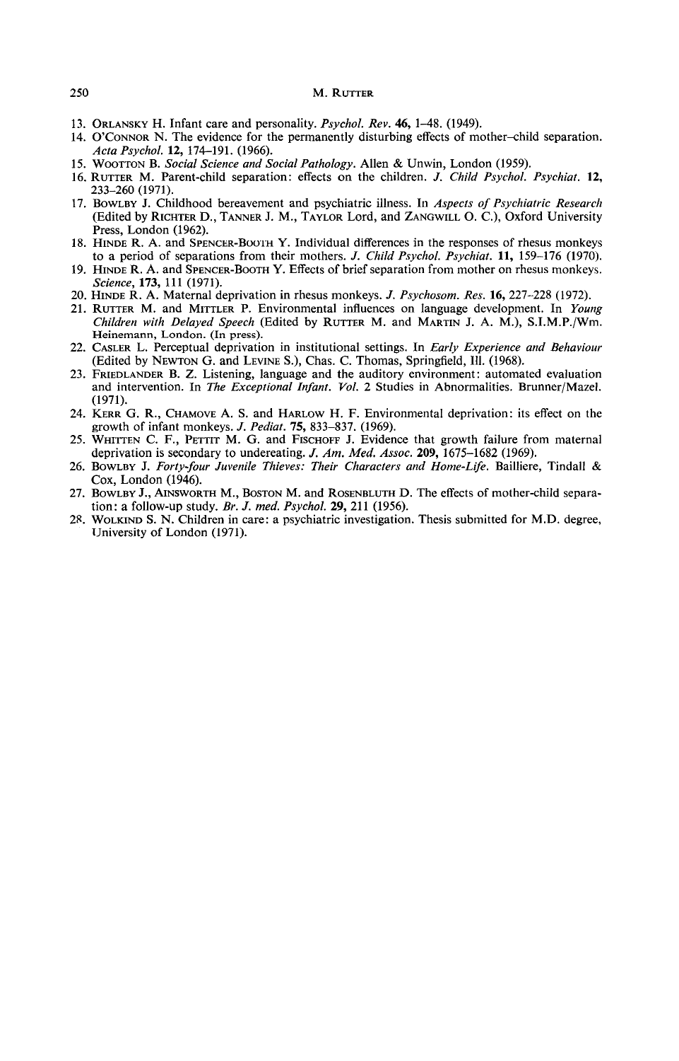13. ORLANSKY H. Infant care and personality. *Psychol. Rev.* **46,** 1–48. (1949).
14. O'CONNOR N. The evidence for the permanently disturbing effects of mother–child separation. *Acta Psychol.* **12,** 174–191. (1966).
15. WOOTTON B. *Social Science and Social Pathology*. Allen & Unwin, London (1959).
16. RUTTER M. Parent-child separation: effects on the children. *J. Child Psychol. Psychiat.* **12,** 233–260 (1971).
17. BOWLBY J. Childhood bereavement and psychiatric illness. In *Aspects of Psychiatric Research* (Edited by RICHTER D., TANNER J. M., TAYLOR Lord, and ZANGWILL O. C.), Oxford University Press, London (1962).
18. HINDE R. A. and SPENCER-BOOTH Y. Individual differences in the responses of rhesus monkeys to a period of separations from their mothers. *J. Child Psychol. Psychiat.* **11,** 159–176 (1970).
19. HINDE R. A. and SPENCER-BOOTH Y. Effects of brief separation from mother on rhesus monkeys. *Science*, **173,** 111 (1971).
20. HINDE R. A. Maternal deprivation in rhesus monkeys. *J. Psychosom. Res.* **16,** 227–228 (1972).
21. RUTTER M. and MITTLER P. Environmental influences on language development. In *Young Children with Delayed Speech* (Edited by RUTTER M. and MARTIN J. A. M.), S.I.M.P./Wm. Heinemann, London. (In press).
22. CASLER L. Perceptual deprivation in institutional settings. In *Early Experience and Behaviour* (Edited by NEWTON G. and LEVINE S.), Chas. C. Thomas, Springfield, Ill. (1968).
23. FRIEDLANDER B. Z. Listening, language and the auditory environment: automated evaluation and intervention. In *The Exceptional Infant. Vol.* 2 Studies in Abnormalities. Brunner/Mazel. (1971).
24. KERR G. R., CHAMOVE A. S. and HARLOW H. F. Environmental deprivation: its effect on the growth of infant monkeys. *J. Pediat.* **75,** 833–837. (1969).
25. WHITTEN C. F., PETTIT M. G. and FISCHOFF J. Evidence that growth failure from maternal deprivation is secondary to undereating. *J. Am. Med. Assoc.* **209,** 1675–1682 (1969).
26. BOWLBY J. *Forty-four Juvenile Thieves: Their Characters and Home-Life*. Bailliere, Tindall & Cox, London (1946).
27. BOWLBY J., AINSWORTH M., BOSTON M. and ROSENBLUTH D. The effects of mother-child separation: a follow-up study. *Br. J. med. Psychol.* **29,** 211 (1956).
28. WOLKIND S. N. Children in care: a psychiatric investigation. Thesis submitted for M.D. degree, University of London (1971).